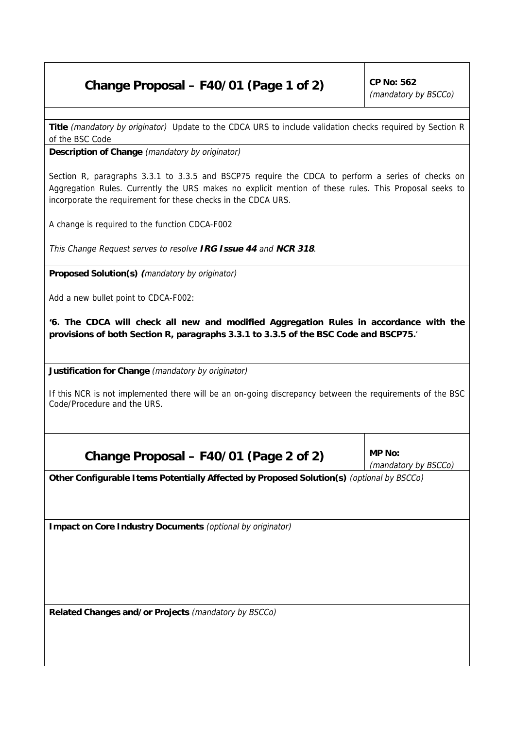## Change Proposal – F40/01 (Page 1 of 2)

**CP No: 562**
*(mandatory by BSCCo)*

**Title** *(mandatory by originator)* Update to the CDCA URS to include validation checks required by Section R of the BSC Code

**Description of Change** *(mandatory by originator)*

Section R, paragraphs 3.3.1 to 3.3.5 and BSCP75 require the CDCA to perform a series of checks on Aggregation Rules. Currently the URS makes no explicit mention of these rules. This Proposal seeks to incorporate the requirement for these checks in the CDCA URS.

A change is required to the function CDCA-F002

*This Change Request serves to resolve* ***IRG Issue 44*** *and* ***NCR 318****.*

**Proposed Solution(s)** ***(****mandatory by originator)*

Add a new bullet point to CDCA-F002:

**'6. The CDCA will check all new and modified Aggregation Rules in accordance with the provisions of both Section R, paragraphs 3.3.1 to 3.3.5 of the BSC Code and BSCP75.'**

**Justification for Change** *(mandatory by originator)*

If this NCR is not implemented there will be an on-going discrepancy between the requirements of the BSC Code/Procedure and the URS.

## Change Proposal – F40/01 (Page 2 of 2)

**MP No:**
*(mandatory by BSCCo)*

**Other Configurable Items Potentially Affected by Proposed Solution(s)** *(optional by BSCCo)*

**Impact on Core Industry Documents** *(optional by originator)*

**Related Changes and/or Projects** *(mandatory by BSCCo)*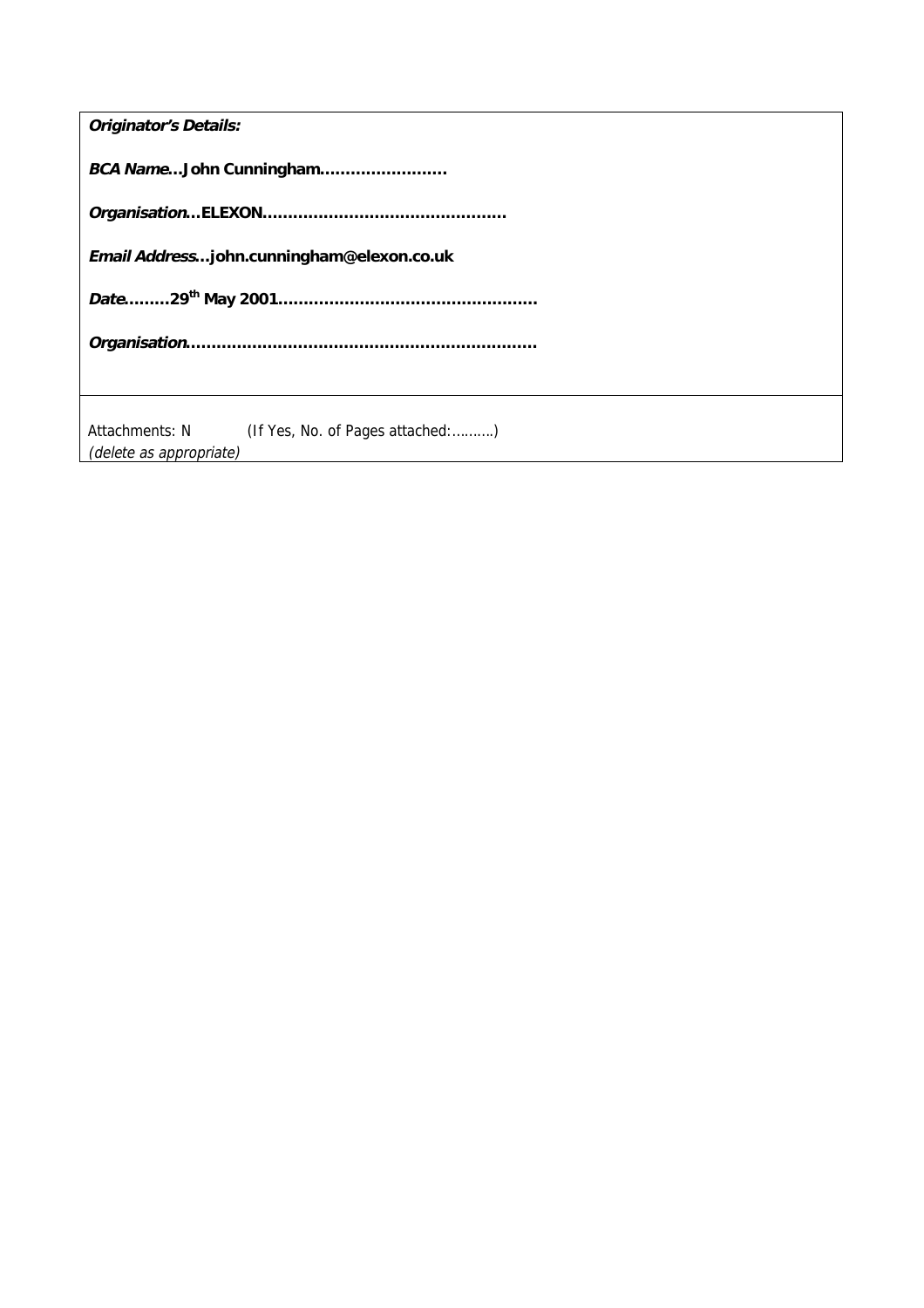***Originator's Details:***

***BCA Name*****…John Cunningham……………………**

***Organisation*****…ELEXON…………………………………………**

***Email Address*****…john.cunningham@elexon.co.uk**

***Date*****………29th May 2001……………………………………………**

***Organisation*****……………………………………………………………**

Attachments: N (If Yes, No. of Pages attached:……….)
*(delete as appropriate)*